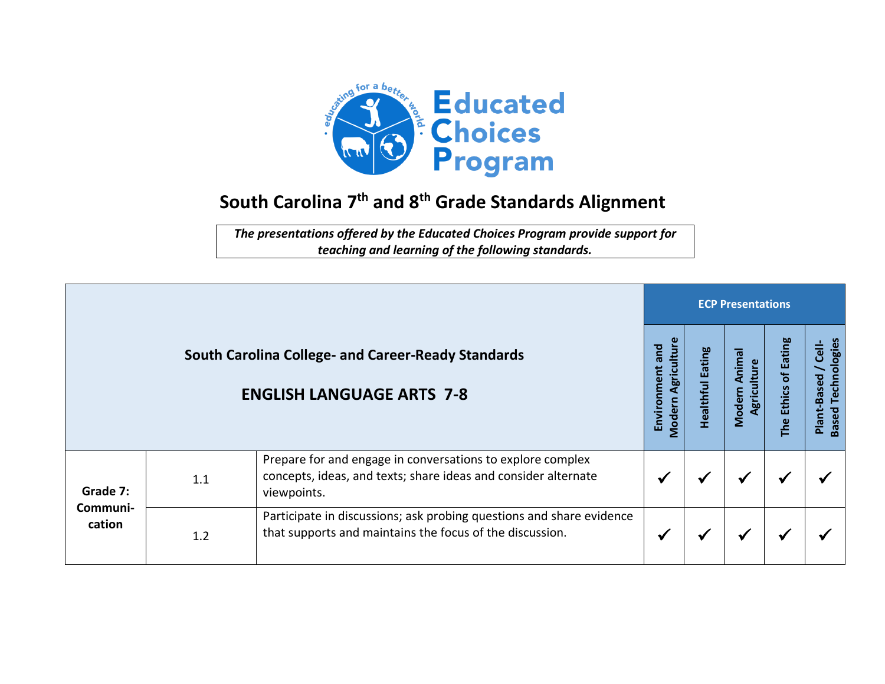Educated Choices Program

# South Carolina 7th and 8th Grade Standards Alignment

*The presentations offered by the Educated Choices Program provide support for teaching and learning of the following standards.*

| South Carolina College- and Career-Ready Standards ENGLISH LANGUAGE ARTS 7-8 | | | ECP Presentations | | | | |
|---|---|---|---|---|---|---|---|
| | | | Environment and Modern Agriculture | Healthful Eating | Modern Animal Agriculture | The Ethics of Eating | Plant-Based / Cell-Based Technologies |
| Grade 7: Communication | 1.1 | Prepare for and engage in conversations to explore complex concepts, ideas, and texts; share ideas and consider alternate viewpoints. | ✓ | ✓ | ✓ | ✓ | ✓ |
| | 1.2 | Participate in discussions; ask probing questions and share evidence that supports and maintains the focus of the discussion. | ✓ | ✓ | ✓ | ✓ | ✓ |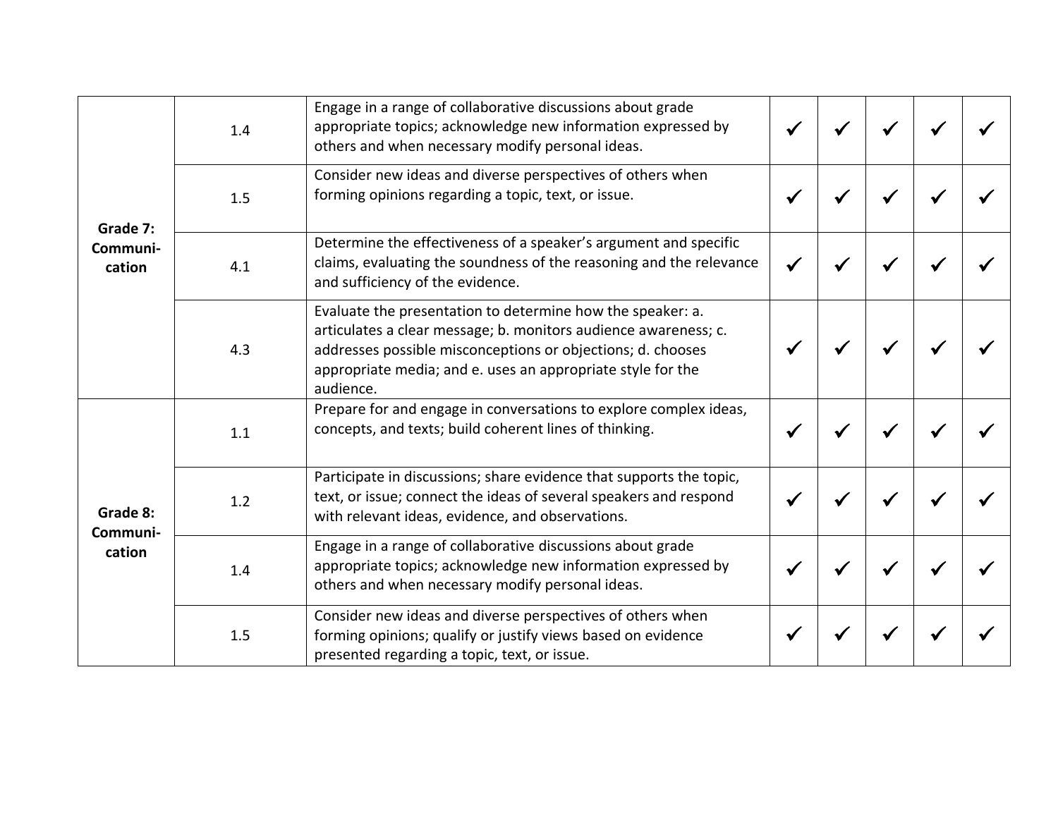| | | | | | | | |
|---|---|---|---|---|---|---|---|
| **Grade 7: Communi-cation** | 1.4 | Engage in a range of collaborative discussions about grade appropriate topics; acknowledge new information expressed by others and when necessary modify personal ideas. | ✓ | ✓ | ✓ | ✓ | ✓ |
| | 1.5 | Consider new ideas and diverse perspectives of others when forming opinions regarding a topic, text, or issue. | ✓ | ✓ | ✓ | ✓ | ✓ |
| | 4.1 | Determine the effectiveness of a speaker's argument and specific claims, evaluating the soundness of the reasoning and the relevance and sufficiency of the evidence. | ✓ | ✓ | ✓ | ✓ | ✓ |
| | 4.3 | Evaluate the presentation to determine how the speaker: a. articulates a clear message; b. monitors audience awareness; c. addresses possible misconceptions or objections; d. chooses appropriate media; and e. uses an appropriate style for the audience. | ✓ | ✓ | ✓ | ✓ | ✓ |
| **Grade 8: Communi-cation** | 1.1 | Prepare for and engage in conversations to explore complex ideas, concepts, and texts; build coherent lines of thinking. | ✓ | ✓ | ✓ | ✓ | ✓ |
| | 1.2 | Participate in discussions; share evidence that supports the topic, text, or issue; connect the ideas of several speakers and respond with relevant ideas, evidence, and observations. | ✓ | ✓ | ✓ | ✓ | ✓ |
| | 1.4 | Engage in a range of collaborative discussions about grade appropriate topics; acknowledge new information expressed by others and when necessary modify personal ideas. | ✓ | ✓ | ✓ | ✓ | ✓ |
| | 1.5 | Consider new ideas and diverse perspectives of others when forming opinions; qualify or justify views based on evidence presented regarding a topic, text, or issue. | ✓ | ✓ | ✓ | ✓ | ✓ |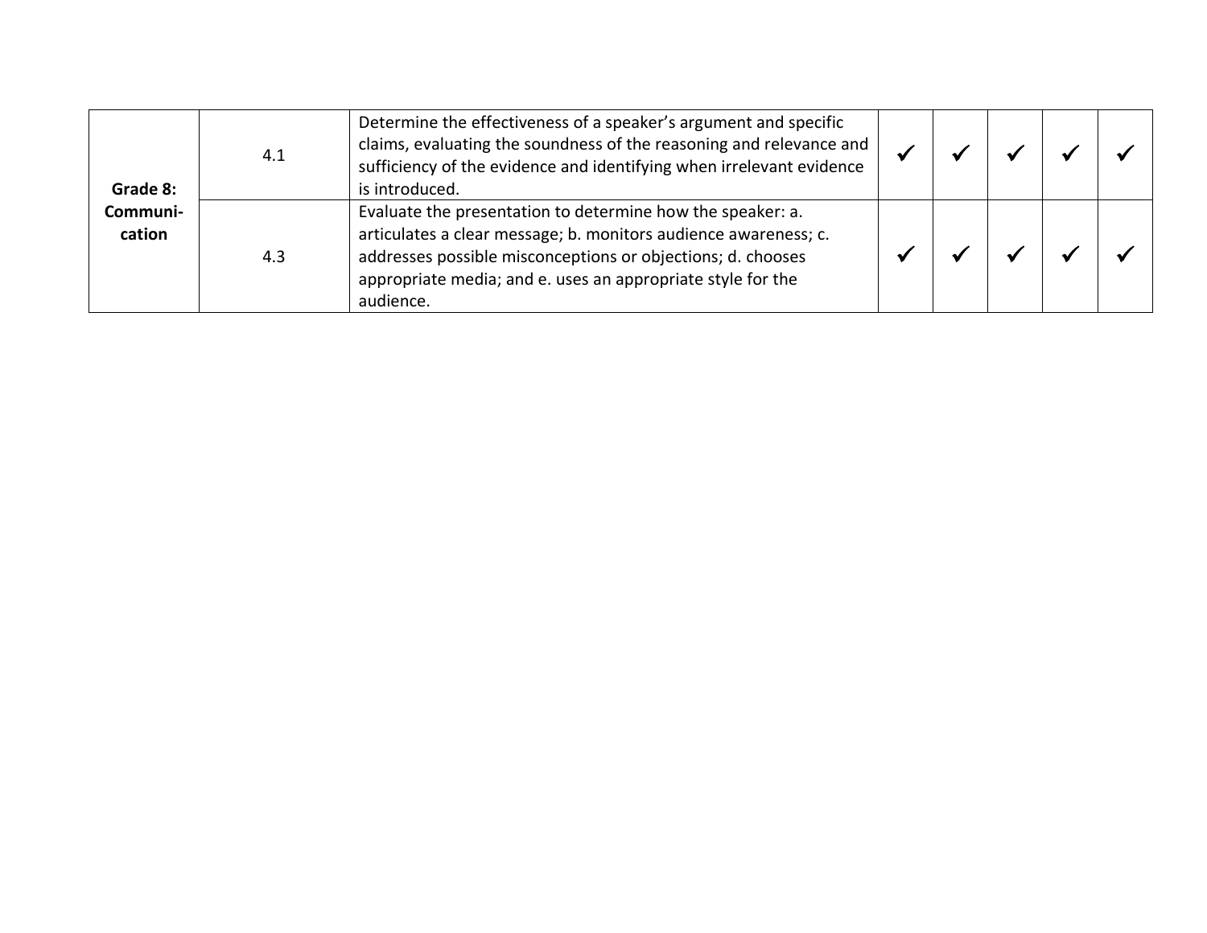| | | | | | | | |
|---|---|---|---|---|---|---|---|
| **Grade 8: Communi-cation** | 4.1 | Determine the effectiveness of a speaker's argument and specific claims, evaluating the soundness of the reasoning and relevance and sufficiency of the evidence and identifying when irrelevant evidence is introduced. | ✓ | ✓ | ✓ | ✓ | ✓ |
| | 4.3 | Evaluate the presentation to determine how the speaker: a. articulates a clear message; b. monitors audience awareness; c. addresses possible misconceptions or objections; d. chooses appropriate media; and e. uses an appropriate style for the audience. | ✓ | ✓ | ✓ | ✓ | ✓ |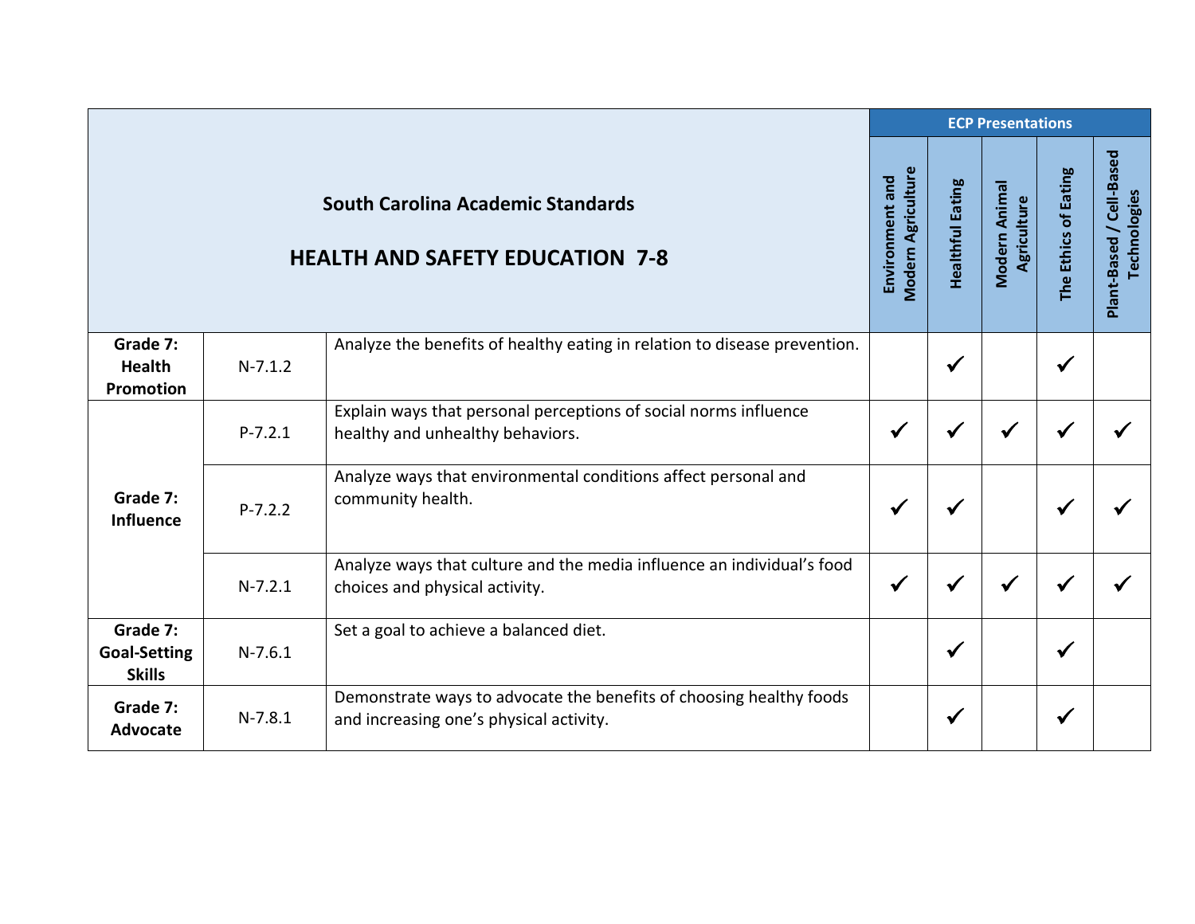| South Carolina Academic Standards<br><br>HEALTH AND SAFETY EDUCATION 7-8 | | | ECP Presentations | | | | |
|---|---|---|---|---|---|---|---|
| | | | Environment and Modern Agriculture | Healthful Eating | Modern Animal Agriculture | The Ethics of Eating | Plant-Based / Cell-Based Technologies |
| **Grade 7: Health Promotion** | N-7.1.2 | Analyze the benefits of healthy eating in relation to disease prevention. | | ✓ | | ✓ | |
| **Grade 7: Influence** | P-7.2.1 | Explain ways that personal perceptions of social norms influence healthy and unhealthy behaviors. | ✓ | ✓ | ✓ | ✓ | ✓ |
| | P-7.2.2 | Analyze ways that environmental conditions affect personal and community health. | ✓ | ✓ | | ✓ | ✓ |
| | N-7.2.1 | Analyze ways that culture and the media influence an individual's food choices and physical activity. | ✓ | ✓ | ✓ | ✓ | ✓ |
| **Grade 7: Goal-Setting Skills** | N-7.6.1 | Set a goal to achieve a balanced diet. | | ✓ | | ✓ | |
| **Grade 7: Advocate** | N-7.8.1 | Demonstrate ways to advocate the benefits of choosing healthy foods and increasing one's physical activity. | | ✓ | | ✓ | |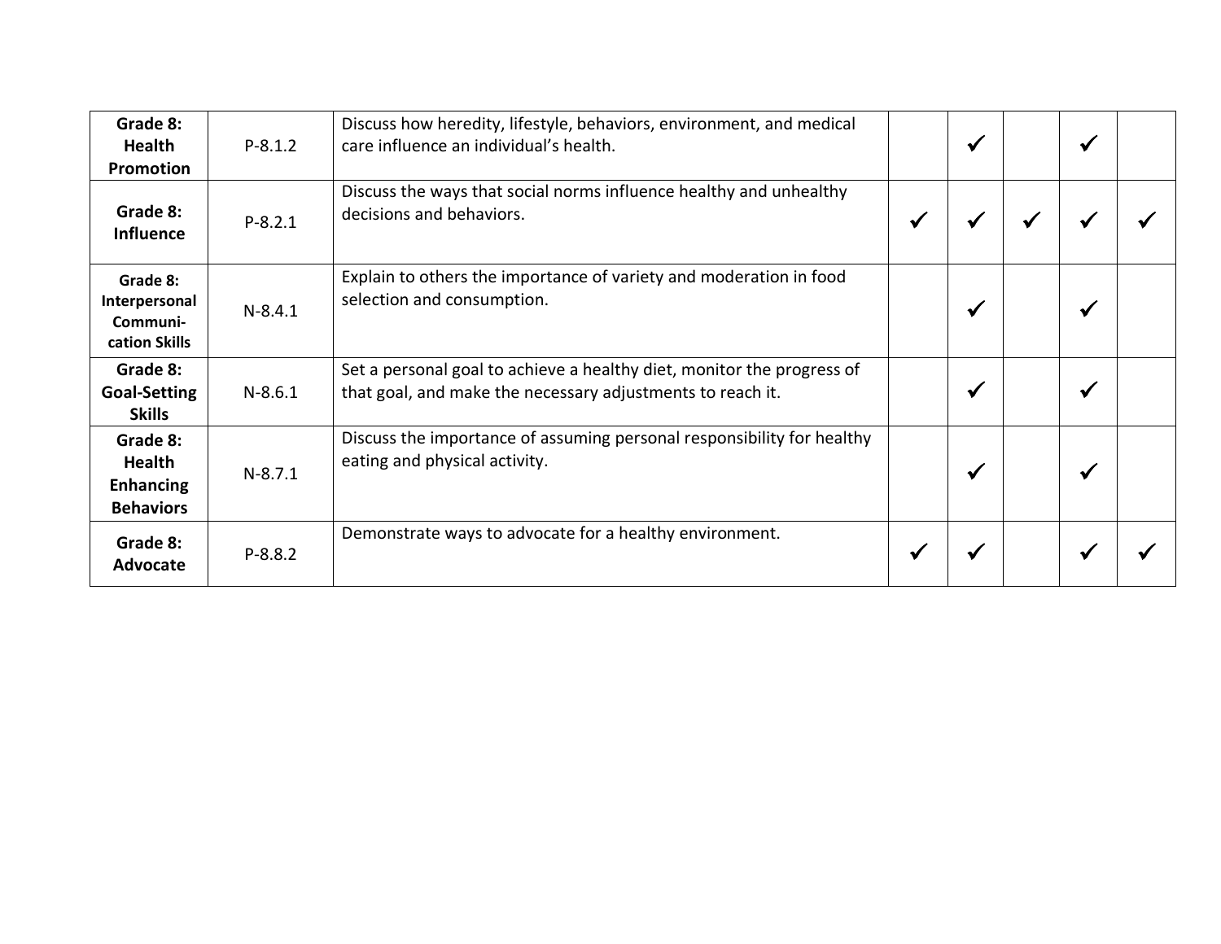| | | | | | | | |
|---|---|---|---|---|---|---|---|
| **Grade 8: Health Promotion** | P-8.1.2 | Discuss how heredity, lifestyle, behaviors, environment, and medical care influence an individual's health. | | ✓ | | ✓ | |
| **Grade 8: Influence** | P-8.2.1 | Discuss the ways that social norms influence healthy and unhealthy decisions and behaviors. | ✓ | ✓ | ✓ | ✓ | ✓ |
| **Grade 8: Interpersonal Communi-cation Skills** | N-8.4.1 | Explain to others the importance of variety and moderation in food selection and consumption. | | ✓ | | ✓ | |
| **Grade 8: Goal-Setting Skills** | N-8.6.1 | Set a personal goal to achieve a healthy diet, monitor the progress of that goal, and make the necessary adjustments to reach it. | | ✓ | | ✓ | |
| **Grade 8: Health Enhancing Behaviors** | N-8.7.1 | Discuss the importance of assuming personal responsibility for healthy eating and physical activity. | | ✓ | | ✓ | |
| **Grade 8: Advocate** | P-8.8.2 | Demonstrate ways to advocate for a healthy environment. | ✓ | ✓ | | ✓ | ✓ |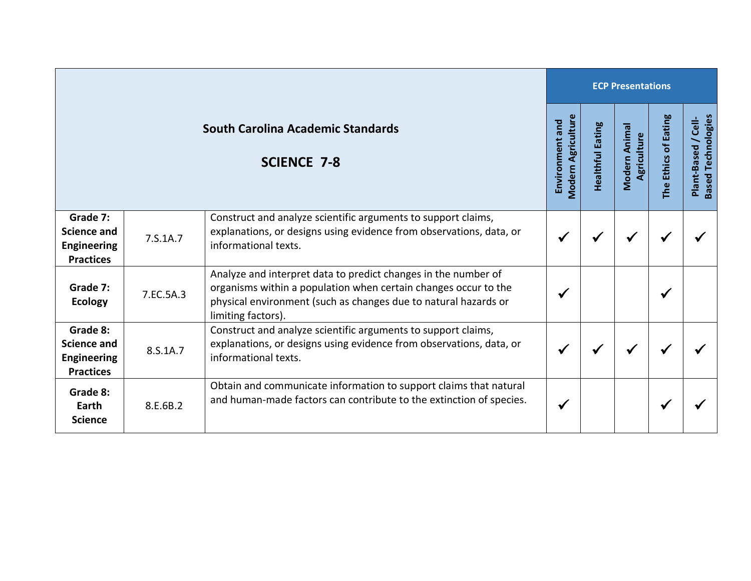| South Carolina Academic Standards<br><br>SCIENCE 7-8 | | | ECP Presentations | | | | |
|---|---|---|---|---|---|---|---|
| | | | Environment and Modern Agriculture | Healthful Eating | Modern Animal Agriculture | The Ethics of Eating | Plant-Based / Cell-Based Technologies |
| **Grade 7: Science and Engineering Practices** | 7.S.1A.7 | Construct and analyze scientific arguments to support claims, explanations, or designs using evidence from observations, data, or informational texts. | ✓ | ✓ | ✓ | ✓ | ✓ |
| **Grade 7: Ecology** | 7.EC.5A.3 | Analyze and interpret data to predict changes in the number of organisms within a population when certain changes occur to the physical environment (such as changes due to natural hazards or limiting factors). | ✓ | | | ✓ | |
| **Grade 8: Science and Engineering Practices** | 8.S.1A.7 | Construct and analyze scientific arguments to support claims, explanations, or designs using evidence from observations, data, or informational texts. | ✓ | ✓ | ✓ | ✓ | ✓ |
| **Grade 8: Earth Science** | 8.E.6B.2 | Obtain and communicate information to support claims that natural and human-made factors can contribute to the extinction of species. | ✓ | | | ✓ | ✓ |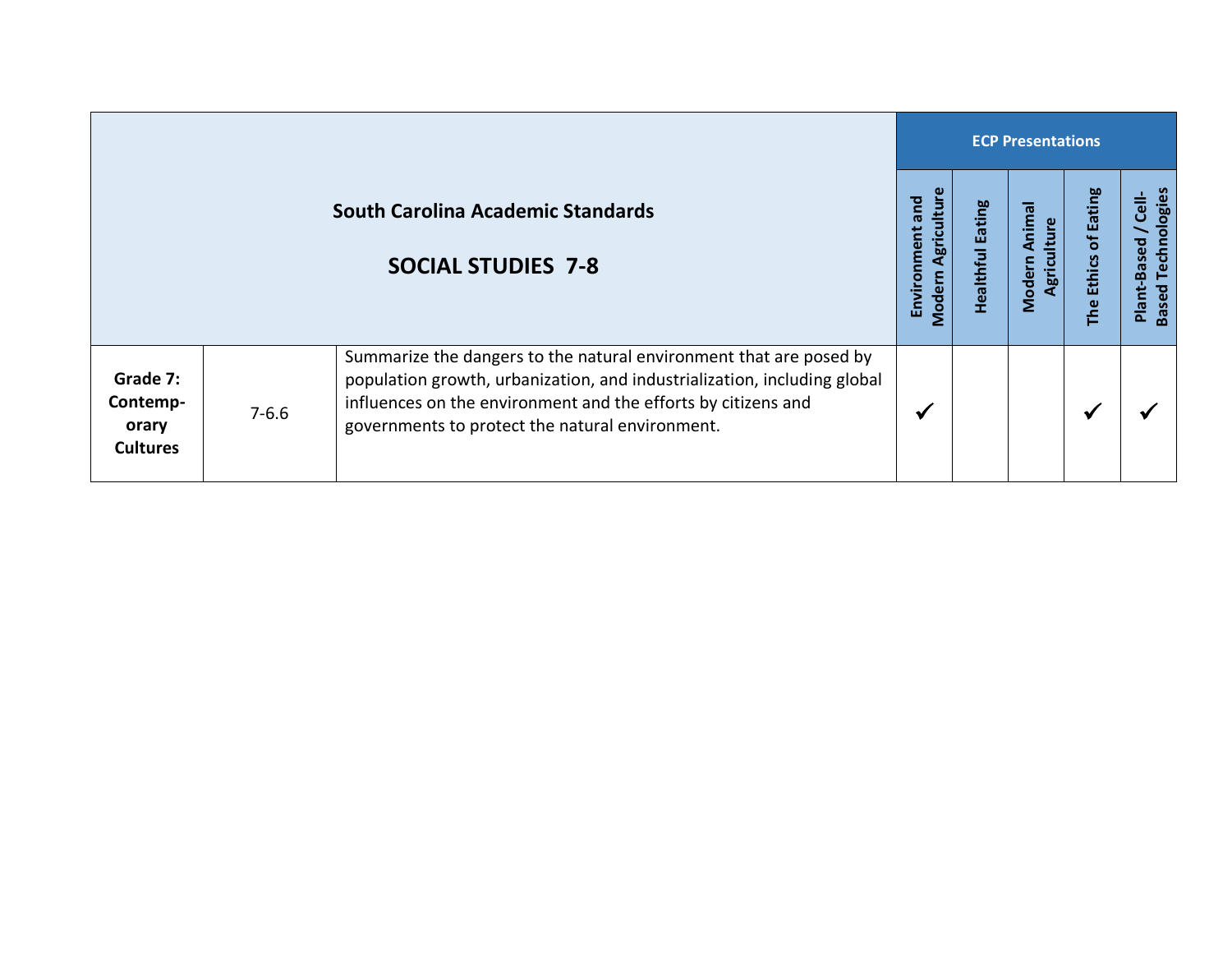| South Carolina Academic Standards<br><br>SOCIAL STUDIES 7-8 | | | ECP Presentations | | | | |
|---|---|---|---|---|---|---|---|
| | | | Environment and Modern Agriculture | Healthful Eating | Modern Animal Agriculture | The Ethics of Eating | Plant-Based / Cell-Based Technologies |
| **Grade 7: Contemp-orary Cultures** | 7-6.6 | Summarize the dangers to the natural environment that are posed by population growth, urbanization, and industrialization, including global influences on the environment and the efforts by citizens and governments to protect the natural environment. | ✔ | | | ✔ | ✔ |